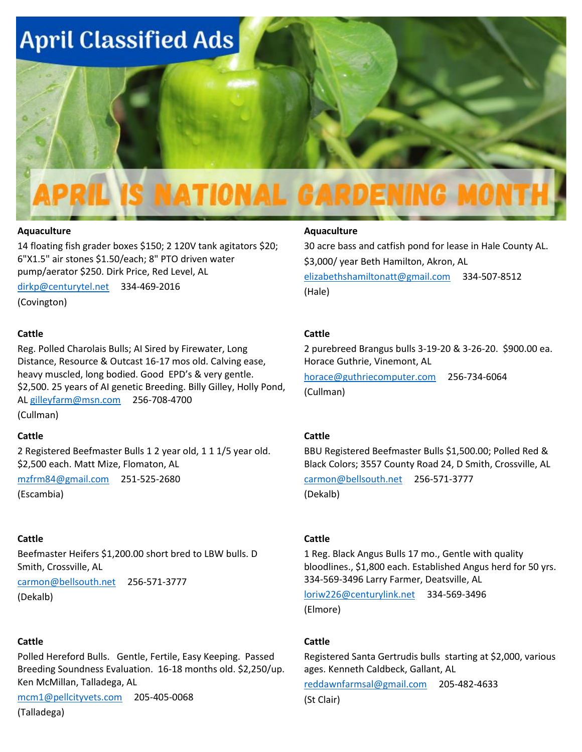# April Classified Ads

## APRIL IS NATIONAL GARDENING MONTH

**Aquaculture**

14 floating fish grader boxes $150; 2 120V tank agitators $20; 6"X1.5" air stones $1.50/each; 8" PTO driven water pump/aerator $250. Dirk Price, Red Level, AL

dirkp@centurytel.net 334-469-2016

(Covington)

**Cattle**

Reg. Polled Charolais Bulls; AI Sired by Firewater, Long Distance, Resource & Outcast 16-17 mos old. Calving ease, heavy muscled, long bodied. Good EPD's & very gentle. $2,500. 25 years of AI genetic Breeding. Billy Gilley, Holly Pond, AL gilleyfarm@msn.com 256-708-4700

(Cullman)

**Cattle**

2 Registered Beefmaster Bulls 1 2 year old, 1 1 1/5 year old. $2,500 each. Matt Mize, Flomaton, AL

mzfrm84@gmail.com 251-525-2680

(Escambia)

**Cattle**

Beefmaster Heifers $1,200.00 short bred to LBW bulls. D Smith, Crossville, AL

carmon@bellsouth.net 256-571-3777

(Dekalb)

**Cattle**

Polled Hereford Bulls. Gentle, Fertile, Easy Keeping. Passed Breeding Soundness Evaluation. 16-18 months old. $2,250/up. Ken McMillan, Talladega, AL

mcm1@pellcityvets.com 205-405-0068

(Talladega)

**Aquaculture**

30 acre bass and catfish pond for lease in Hale County AL. $3,000/ year Beth Hamilton, Akron, AL

elizabethshamiltonatt@gmail.com 334-507-8512

(Hale)

**Cattle**

2 purebreed Brangus bulls 3-19-20 & 3-26-20. $900.00 ea. Horace Guthrie, Vinemont, AL

horace@guthriecomputer.com 256-734-6064

(Cullman)

**Cattle**

BBU Registered Beefmaster Bulls $1,500.00; Polled Red & Black Colors; 3557 County Road 24, D Smith, Crossville, AL

carmon@bellsouth.net 256-571-3777

(Dekalb)

**Cattle**

1 Reg. Black Angus Bulls 17 mo., Gentle with quality bloodlines., $1,800 each. Established Angus herd for 50 yrs. 334-569-3496 Larry Farmer, Deatsville, AL

loriw226@centurylink.net 334-569-3496

(Elmore)

**Cattle**

Registered Santa Gertrudis bulls starting at $2,000, various ages. Kenneth Caldbeck, Gallant, AL

reddawnfarmsal@gmail.com 205-482-4633

(St Clair)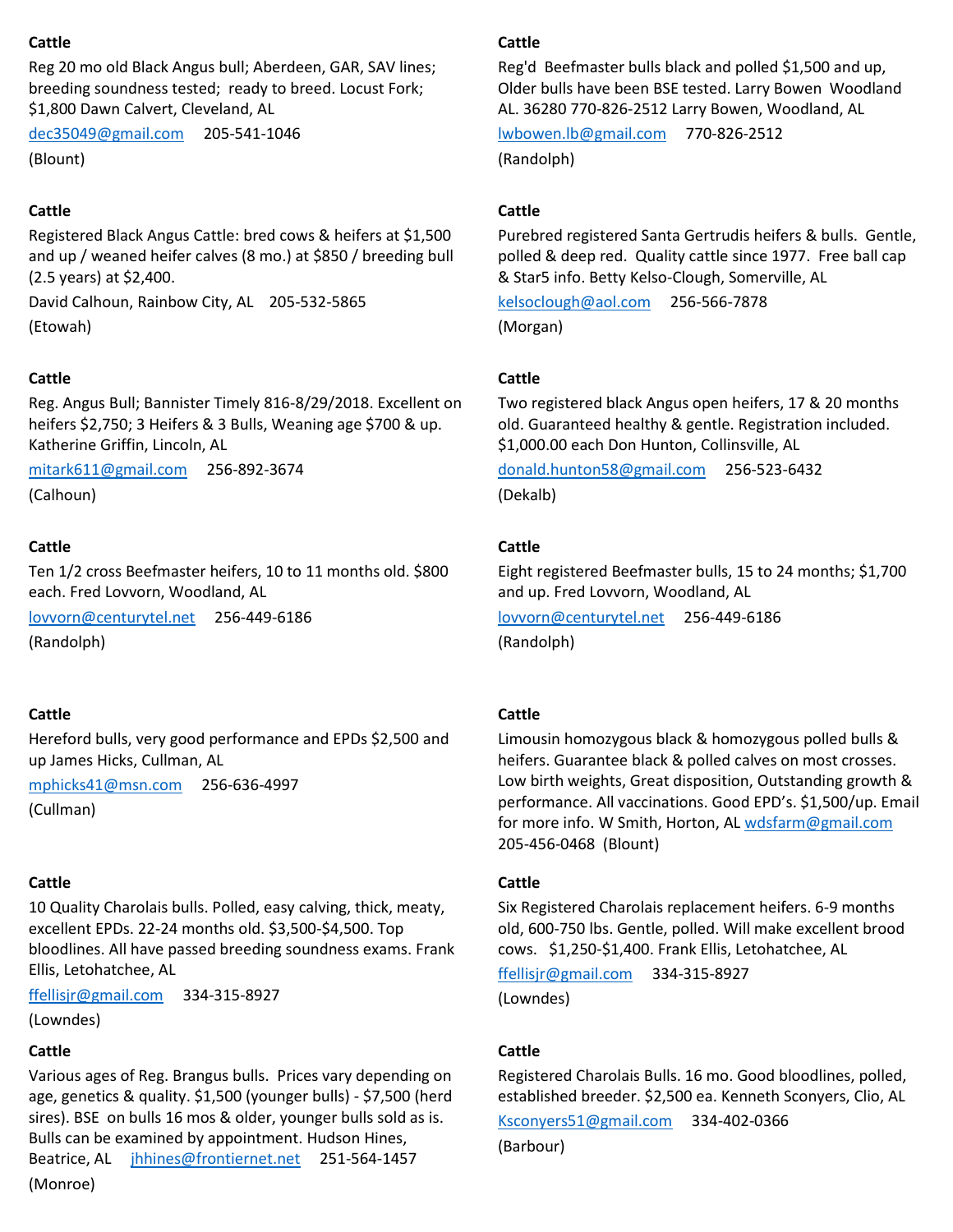**Cattle**

Reg 20 mo old Black Angus bull; Aberdeen, GAR, SAV lines; breeding soundness tested; ready to breed. Locust Fork; $1,800 Dawn Calvert, Cleveland, AL

dec35049@gmail.com 205-541-1046

(Blount)

**Cattle**

Registered Black Angus Cattle: bred cows & heifers at $1,500 and up / weaned heifer calves (8 mo.) at $850 / breeding bull (2.5 years) at $2,400.

David Calhoun, Rainbow City, AL 205-532-5865

(Etowah)

**Cattle**

Reg. Angus Bull; Bannister Timely 816-8/29/2018. Excellent on heifers $2,750; 3 Heifers & 3 Bulls, Weaning age $700 & up. Katherine Griffin, Lincoln, AL

mitark611@gmail.com 256-892-3674

(Calhoun)

**Cattle**

Ten 1/2 cross Beefmaster heifers, 10 to 11 months old. $800 each. Fred Lovvorn, Woodland, AL

lovvorn@centurytel.net 256-449-6186

(Randolph)

**Cattle**

Hereford bulls, very good performance and EPDs $2,500 and up James Hicks, Cullman, AL

mphicks41@msn.com 256-636-4997

(Cullman)

**Cattle**

10 Quality Charolais bulls. Polled, easy calving, thick, meaty, excellent EPDs. 22-24 months old. $3,500-$4,500. Top bloodlines. All have passed breeding soundness exams. Frank Ellis, Letohatchee, AL

ffellisjr@gmail.com 334-315-8927

(Lowndes)

**Cattle**

Various ages of Reg. Brangus bulls. Prices vary depending on age, genetics & quality. $1,500 (younger bulls) - $7,500 (herd sires). BSE on bulls 16 mos & older, younger bulls sold as is. Bulls can be examined by appointment. Hudson Hines, Beatrice, AL jhhines@frontiernet.net 251-564-1457

(Monroe)

**Cattle**

Reg'd Beefmaster bulls black and polled $1,500 and up, Older bulls have been BSE tested. Larry Bowen Woodland AL. 36280 770-826-2512 Larry Bowen, Woodland, AL

lwbowen.lb@gmail.com 770-826-2512

(Randolph)

**Cattle**

Purebred registered Santa Gertrudis heifers & bulls. Gentle, polled & deep red. Quality cattle since 1977. Free ball cap & Star5 info. Betty Kelso-Clough, Somerville, AL

kelsoclough@aol.com 256-566-7878

(Morgan)

**Cattle**

Two registered black Angus open heifers, 17 & 20 months old. Guaranteed healthy & gentle. Registration included. $1,000.00 each Don Hunton, Collinsville, AL

donald.hunton58@gmail.com 256-523-6432

(Dekalb)

**Cattle**

Eight registered Beefmaster bulls, 15 to 24 months; $1,700 and up. Fred Lovvorn, Woodland, AL

lovvorn@centurytel.net 256-449-6186

(Randolph)

**Cattle**

Limousin homozygous black & homozygous polled bulls & heifers. Guarantee black & polled calves on most crosses. Low birth weights, Great disposition, Outstanding growth & performance. All vaccinations. Good EPD's. $1,500/up. Email for more info. W Smith, Horton, AL wdsfarm@gmail.com 205-456-0468 (Blount)

**Cattle**

Six Registered Charolais replacement heifers. 6-9 months old, 600-750 lbs. Gentle, polled. Will make excellent brood cows. $1,250-$1,400. Frank Ellis, Letohatchee, AL

ffellisjr@gmail.com 334-315-8927

(Lowndes)

**Cattle**

Registered Charolais Bulls. 16 mo. Good bloodlines, polled, established breeder. $2,500 ea. Kenneth Sconyers, Clio, AL

Ksconyers51@gmail.com 334-402-0366

(Barbour)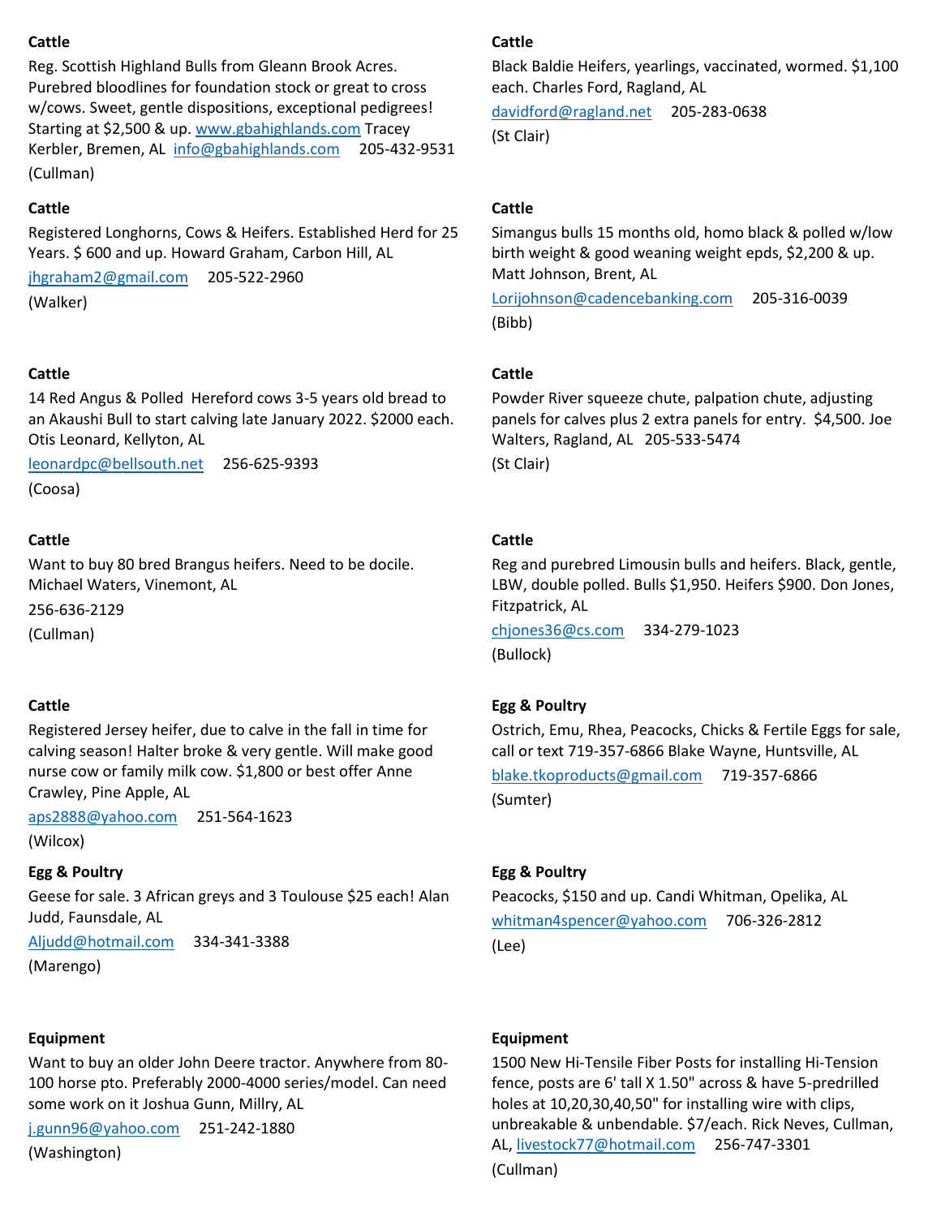**Cattle**

Reg. Scottish Highland Bulls from Gleann Brook Acres. Purebred bloodlines for foundation stock or great to cross w/cows. Sweet, gentle dispositions, exceptional pedigrees! Starting at $2,500 & up. www.gbahighlands.com Tracey Kerbler, Bremen, AL info@gbahighlands.com 205-432-9531

(Cullman)

**Cattle**

Registered Longhorns, Cows & Heifers. Established Herd for 25 Years. $ 600 and up. Howard Graham, Carbon Hill, AL

jhgraham2@gmail.com 205-522-2960

(Walker)

**Cattle**

14 Red Angus & Polled Hereford cows 3-5 years old bread to an Akaushi Bull to start calving late January 2022. $2000 each. Otis Leonard, Kellyton, AL

leonardpc@bellsouth.net 256-625-9393

(Coosa)

**Cattle**

Want to buy 80 bred Brangus heifers. Need to be docile. Michael Waters, Vinemont, AL

256-636-2129

(Cullman)

**Cattle**

Registered Jersey heifer, due to calve in the fall in time for calving season! Halter broke & very gentle. Will make good nurse cow or family milk cow. $1,800 or best offer Anne Crawley, Pine Apple, AL

aps2888@yahoo.com 251-564-1623

(Wilcox)

**Egg & Poultry**

Geese for sale. 3 African greys and 3 Toulouse $25 each! Alan Judd, Faunsdale, AL

Aljudd@hotmail.com 334-341-3388

(Marengo)

**Equipment**

Want to buy an older John Deere tractor. Anywhere from 80-100 horse pto. Preferably 2000-4000 series/model. Can need some work on it Joshua Gunn, Millry, AL

j.gunn96@yahoo.com 251-242-1880

(Washington)

**Cattle**

Black Baldie Heifers, yearlings, vaccinated, wormed. $1,100 each. Charles Ford, Ragland, AL

davidford@ragland.net 205-283-0638

(St Clair)

**Cattle**

Simangus bulls 15 months old, homo black & polled w/low birth weight & good weaning weight epds, $2,200 & up. Matt Johnson, Brent, AL

Lorijohnson@cadencebanking.com 205-316-0039

(Bibb)

**Cattle**

Powder River squeeze chute, palpation chute, adjusting panels for calves plus 2 extra panels for entry. $4,500. Joe Walters, Ragland, AL 205-533-5474

(St Clair)

**Cattle**

Reg and purebred Limousin bulls and heifers. Black, gentle, LBW, double polled. Bulls $1,950. Heifers $900. Don Jones, Fitzpatrick, AL

chjones36@cs.com 334-279-1023

(Bullock)

**Egg & Poultry**

Ostrich, Emu, Rhea, Peacocks, Chicks & Fertile Eggs for sale, call or text 719-357-6866 Blake Wayne, Huntsville, AL

blake.tkoproducts@gmail.com 719-357-6866

(Sumter)

**Egg & Poultry**

Peacocks, $150 and up. Candi Whitman, Opelika, AL

whitman4spencer@yahoo.com 706-326-2812

(Lee)

**Equipment**

1500 New Hi-Tensile Fiber Posts for installing Hi-Tension fence, posts are 6' tall X 1.50" across & have 5-predrilled holes at 10,20,30,40,50" for installing wire with clips, unbreakable & unbendable. $7/each. Rick Neves, Cullman, AL, livestock77@hotmail.com 256-747-3301

(Cullman)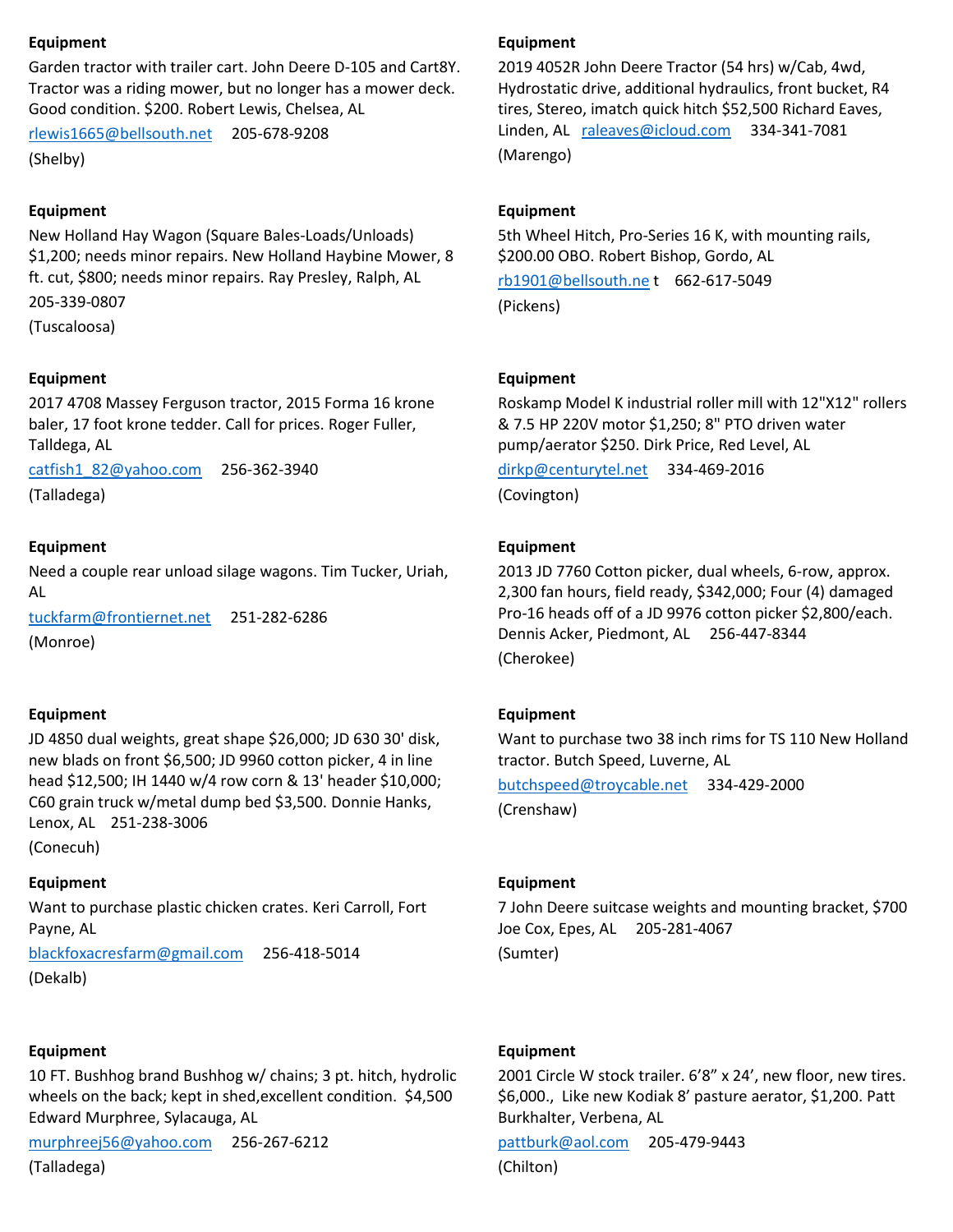**Equipment**

Garden tractor with trailer cart. John Deere D-105 and Cart8Y. Tractor was a riding mower, but no longer has a mower deck. Good condition. $200. Robert Lewis, Chelsea, AL

rlewis1665@bellsouth.net 205-678-9208

(Shelby)

**Equipment**

New Holland Hay Wagon (Square Bales-Loads/Unloads) $1,200; needs minor repairs. New Holland Haybine Mower, 8 ft. cut, $800; needs minor repairs. Ray Presley, Ralph, AL

205-339-0807

(Tuscaloosa)

**Equipment**

2017 4708 Massey Ferguson tractor, 2015 Forma 16 krone baler, 17 foot krone tedder. Call for prices. Roger Fuller, Talldega, AL

catfish1_82@yahoo.com 256-362-3940

(Talladega)

**Equipment**

Need a couple rear unload silage wagons. Tim Tucker, Uriah, AL

tuckfarm@frontiernet.net 251-282-6286

(Monroe)

**Equipment**

JD 4850 dual weights, great shape $26,000; JD 630 30' disk, new blads on front $6,500; JD 9960 cotton picker, 4 in line head $12,500; IH 1440 w/4 row corn & 13' header $10,000; C60 grain truck w/metal dump bed $3,500. Donnie Hanks, Lenox, AL 251-238-3006

(Conecuh)

**Equipment**

Want to purchase plastic chicken crates. Keri Carroll, Fort Payne, AL

blackfoxacresfarm@gmail.com 256-418-5014

(Dekalb)

**Equipment**

10 FT. Bushhog brand Bushhog w/ chains; 3 pt. hitch, hydrolic wheels on the back; kept in shed,excellent condition. $4,500 Edward Murphree, Sylacauga, AL

murphreej56@yahoo.com 256-267-6212

(Talladega)

**Equipment**

2019 4052R John Deere Tractor (54 hrs) w/Cab, 4wd, Hydrostatic drive, additional hydraulics, front bucket, R4 tires, Stereo, imatch quick hitch $52,500 Richard Eaves, Linden, AL raleaves@icloud.com 334-341-7081

(Marengo)

**Equipment**

5th Wheel Hitch, Pro-Series 16 K, with mounting rails, $200.00 OBO. Robert Bishop, Gordo, AL

rb1901@bellsouth.ne t 662-617-5049

(Pickens)

**Equipment**

Roskamp Model K industrial roller mill with 12"X12" rollers & 7.5 HP 220V motor $1,250; 8" PTO driven water pump/aerator $250. Dirk Price, Red Level, AL

dirkp@centurytel.net 334-469-2016

(Covington)

**Equipment**

2013 JD 7760 Cotton picker, dual wheels, 6-row, approx. 2,300 fan hours, field ready, $342,000; Four (4) damaged Pro-16 heads off of a JD 9976 cotton picker $2,800/each. Dennis Acker, Piedmont, AL 256-447-8344

(Cherokee)

**Equipment**

Want to purchase two 38 inch rims for TS 110 New Holland tractor. Butch Speed, Luverne, AL

butchspeed@troycable.net 334-429-2000

(Crenshaw)

**Equipment**

7 John Deere suitcase weights and mounting bracket, $700 Joe Cox, Epes, AL 205-281-4067

(Sumter)

**Equipment**

2001 Circle W stock trailer. 6’8” x 24’, new floor, new tires. $6,000., Like new Kodiak 8’ pasture aerator, $1,200. Patt Burkhalter, Verbena, AL

pattburk@aol.com 205-479-9443

(Chilton)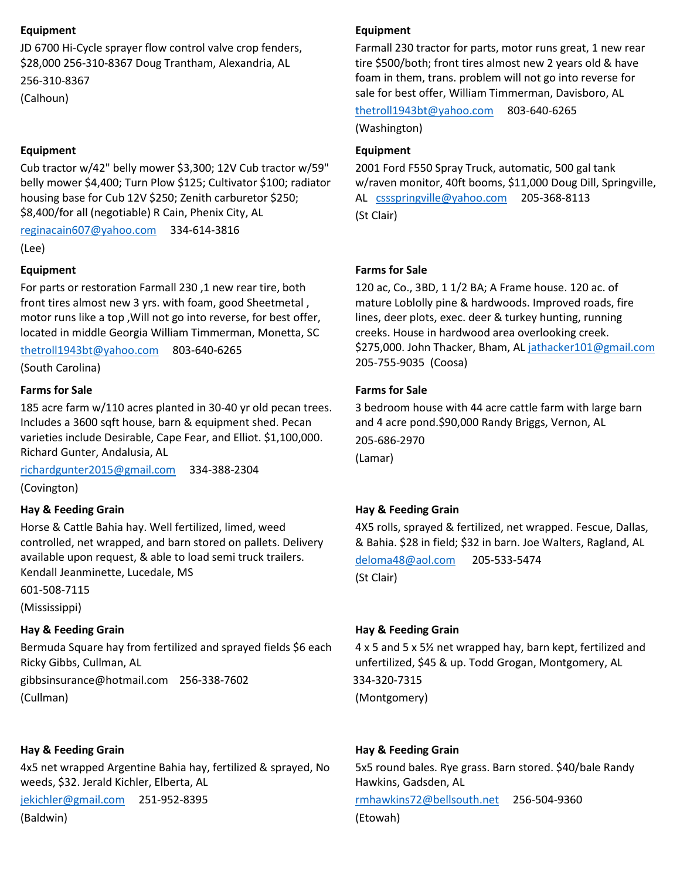**Equipment**

JD 6700 Hi-Cycle sprayer flow control valve crop fenders, $28,000 256-310-8367 Doug Trantham, Alexandria, AL

256-310-8367

(Calhoun)

**Equipment**

Cub tractor w/42" belly mower $3,300; 12V Cub tractor w/59" belly mower $4,400; Turn Plow $125; Cultivator $100; radiator housing base for Cub 12V $250; Zenith carburetor $250; $8,400/for all (negotiable) R Cain, Phenix City, AL

reginacain607@yahoo.com 334-614-3816

(Lee)

**Equipment**

For parts or restoration Farmall 230 ,1 new rear tire, both front tires almost new 3 yrs. with foam, good Sheetmetal , motor runs like a top ,Will not go into reverse, for best offer, located in middle Georgia William Timmerman, Monetta, SC

thetroll1943bt@yahoo.com 803-640-6265

(South Carolina)

**Farms for Sale**

185 acre farm w/110 acres planted in 30-40 yr old pecan trees. Includes a 3600 sqft house, barn & equipment shed. Pecan varieties include Desirable, Cape Fear, and Elliot. $1,100,000. Richard Gunter, Andalusia, AL

richardgunter2015@gmail.com 334-388-2304

(Covington)

**Hay & Feeding Grain**

Horse & Cattle Bahia hay. Well fertilized, limed, weed controlled, net wrapped, and barn stored on pallets. Delivery available upon request, & able to load semi truck trailers. Kendall Jeanminette, Lucedale, MS

601-508-7115

(Mississippi)

**Hay & Feeding Grain**

Bermuda Square hay from fertilized and sprayed fields $6 each Ricky Gibbs, Cullman, AL

gibbsinsurance@hotmail.com 256-338-7602

(Cullman)

**Hay & Feeding Grain**

4x5 net wrapped Argentine Bahia hay, fertilized & sprayed, No weeds, $32. Jerald Kichler, Elberta, AL

jekichler@gmail.com 251-952-8395

(Baldwin)

**Equipment**

Farmall 230 tractor for parts, motor runs great, 1 new rear tire $500/both; front tires almost new 2 years old & have foam in them, trans. problem will not go into reverse for sale for best offer, William Timmerman, Davisboro, AL

thetroll1943bt@yahoo.com 803-640-6265

(Washington)

**Equipment**

2001 Ford F550 Spray Truck, automatic, 500 gal tank w/raven monitor, 40ft booms, $11,000 Doug Dill, Springville, AL cssspringville@yahoo.com 205-368-8113

(St Clair)

**Farms for Sale**

120 ac, Co., 3BD, 1 1/2 BA; A Frame house. 120 ac. of mature Loblolly pine & hardwoods. Improved roads, fire lines, deer plots, exec. deer & turkey hunting, running creeks. House in hardwood area overlooking creek. $275,000. John Thacker, Bham, AL jathacker101@gmail.com 205-755-9035 (Coosa)

**Farms for Sale**

3 bedroom house with 44 acre cattle farm with large barn and 4 acre pond.$90,000 Randy Briggs, Vernon, AL

205-686-2970

(Lamar)

**Hay & Feeding Grain**

4X5 rolls, sprayed & fertilized, net wrapped. Fescue, Dallas, & Bahia. $28 in field; $32 in barn. Joe Walters, Ragland, AL

deloma48@aol.com 205-533-5474

(St Clair)

**Hay & Feeding Grain**

4 x 5 and 5 x 5½ net wrapped hay, barn kept, fertilized and unfertilized, $45 & up. Todd Grogan, Montgomery, AL

334-320-7315

(Montgomery)

**Hay & Feeding Grain**

5x5 round bales. Rye grass. Barn stored. $40/bale Randy Hawkins, Gadsden, AL

rmhawkins72@bellsouth.net 256-504-9360

(Etowah)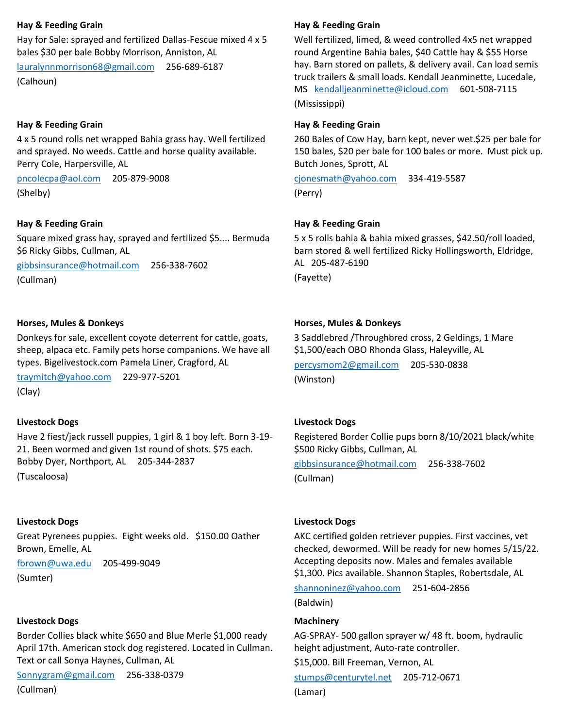**Hay & Feeding Grain**

Hay for Sale: sprayed and fertilized Dallas-Fescue mixed 4 x 5 bales $30 per bale Bobby Morrison, Anniston, AL

lauralynnmorrison68@gmail.com 256-689-6187

(Calhoun)

**Hay & Feeding Grain**

Well fertilized, limed, & weed controlled 4x5 net wrapped round Argentine Bahia bales, $40 Cattle hay & $55 Horse hay. Barn stored on pallets, & delivery avail. Can load semis truck trailers & small loads. Kendall Jeanminette, Lucedale, MS kendalljeanminette@icloud.com 601-508-7115

(Mississippi)

**Hay & Feeding Grain**

4 x 5 round rolls net wrapped Bahia grass hay. Well fertilized and sprayed. No weeds. Cattle and horse quality available. Perry Cole, Harpersville, AL

pncolecpa@aol.com 205-879-9008

(Shelby)

**Hay & Feeding Grain**

260 Bales of Cow Hay, barn kept, never wet.$25 per bale for 150 bales, $20 per bale for 100 bales or more. Must pick up. Butch Jones, Sprott, AL

cjonesmath@yahoo.com 334-419-5587

(Perry)

**Hay & Feeding Grain**

Square mixed grass hay, sprayed and fertilized $5.... Bermuda $6 Ricky Gibbs, Cullman, AL

gibbsinsurance@hotmail.com 256-338-7602

(Cullman)

**Hay & Feeding Grain**

5 x 5 rolls bahia & bahia mixed grasses, $42.50/roll loaded, barn stored & well fertilized Ricky Hollingsworth, Eldridge, AL 205-487-6190

(Fayette)

**Horses, Mules & Donkeys**

Donkeys for sale, excellent coyote deterrent for cattle, goats, sheep, alpaca etc. Family pets horse companions. We have all types. Bigelivestock.com Pamela Liner, Cragford, AL

traymitch@yahoo.com 229-977-5201

(Clay)

**Horses, Mules & Donkeys**

3 Saddlebred /Throughbred cross, 2 Geldings, 1 Mare $1,500/each OBO Rhonda Glass, Haleyville, AL

percysmom2@gmail.com 205-530-0838

(Winston)

**Livestock Dogs**

Have 2 fiest/jack russell puppies, 1 girl & 1 boy left. Born 3-19-21. Been wormed and given 1st round of shots. $75 each. Bobby Dyer, Northport, AL 205-344-2837

(Tuscaloosa)

**Livestock Dogs**

Registered Border Collie pups born 8/10/2021 black/white $500 Ricky Gibbs, Cullman, AL

gibbsinsurance@hotmail.com 256-338-7602

(Cullman)

**Livestock Dogs**

Great Pyrenees puppies. Eight weeks old. $150.00 Oather Brown, Emelle, AL

fbrown@uwa.edu 205-499-9049

(Sumter)

**Livestock Dogs**

AKC certified golden retriever puppies. First vaccines, vet checked, dewormed. Will be ready for new homes 5/15/22. Accepting deposits now. Males and females available $1,300. Pics available. Shannon Staples, Robertsdale, AL

shannoninez@yahoo.com 251-604-2856

(Baldwin)

**Livestock Dogs**

Border Collies black white $650 and Blue Merle $1,000 ready April 17th. American stock dog registered. Located in Cullman. Text or call Sonya Haynes, Cullman, AL

Sonnygram@gmail.com 256-338-0379

(Cullman)

**Machinery**

AG-SPRAY- 500 gallon sprayer w/ 48 ft. boom, hydraulic height adjustment, Auto-rate controller.

$15,000. Bill Freeman, Vernon, AL

stumps@centurytel.net 205-712-0671

(Lamar)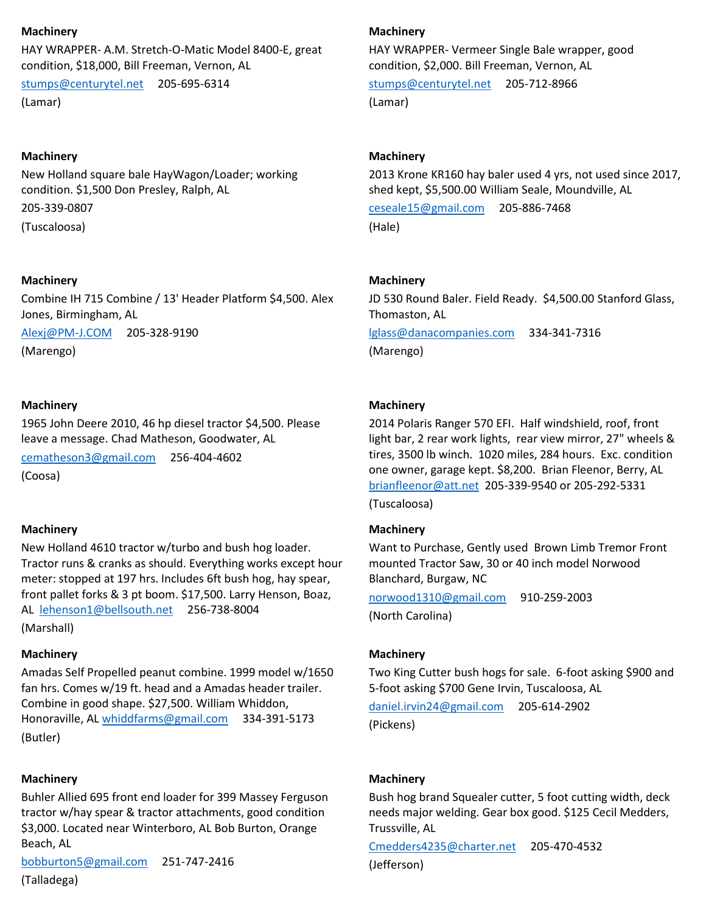**Machinery**

HAY WRAPPER- A.M. Stretch-O-Matic Model 8400-E, great condition, $18,000, Bill Freeman, Vernon, AL

stumps@centurytel.net 205-695-6314

(Lamar)

**Machinery**

New Holland square bale HayWagon/Loader; working condition. $1,500 Don Presley, Ralph, AL

205-339-0807

(Tuscaloosa)

**Machinery**

Combine IH 715 Combine / 13' Header Platform $4,500. Alex Jones, Birmingham, AL

Alexj@PM-J.COM 205-328-9190

(Marengo)

**Machinery**

1965 John Deere 2010, 46 hp diesel tractor $4,500. Please leave a message. Chad Matheson, Goodwater, AL

cematheson3@gmail.com 256-404-4602

(Coosa)

**Machinery**

New Holland 4610 tractor w/turbo and bush hog loader. Tractor runs & cranks as should. Everything works except hour meter: stopped at 197 hrs. Includes 6ft bush hog, hay spear, front pallet forks & 3 pt boom. $17,500. Larry Henson, Boaz, AL lehenson1@bellsouth.net 256-738-8004

(Marshall)

**Machinery**

Amadas Self Propelled peanut combine. 1999 model w/1650 fan hrs. Comes w/19 ft. head and a Amadas header trailer. Combine in good shape. $27,500. William Whiddon, Honoraville, AL whiddfarms@gmail.com 334-391-5173

(Butler)

**Machinery**

Buhler Allied 695 front end loader for 399 Massey Ferguson tractor w/hay spear & tractor attachments, good condition $3,000. Located near Winterboro, AL Bob Burton, Orange Beach, AL

bobburton5@gmail.com 251-747-2416

(Talladega)

**Machinery**

HAY WRAPPER- Vermeer Single Bale wrapper, good condition, $2,000. Bill Freeman, Vernon, AL

stumps@centurytel.net 205-712-8966

(Lamar)

**Machinery**

2013 Krone KR160 hay baler used 4 yrs, not used since 2017, shed kept, $5,500.00 William Seale, Moundville, AL

ceseale15@gmail.com 205-886-7468

(Hale)

**Machinery**

JD 530 Round Baler. Field Ready. $4,500.00 Stanford Glass, Thomaston, AL

lglass@danacompanies.com 334-341-7316

(Marengo)

**Machinery**

2014 Polaris Ranger 570 EFI. Half windshield, roof, front light bar, 2 rear work lights, rear view mirror, 27" wheels & tires, 3500 lb winch. 1020 miles, 284 hours. Exc. condition one owner, garage kept. $8,200. Brian Fleenor, Berry, AL brianfleenor@att.net 205-339-9540 or 205-292-5331

(Tuscaloosa)

**Machinery**

Want to Purchase, Gently used Brown Limb Tremor Front mounted Tractor Saw, 30 or 40 inch model Norwood Blanchard, Burgaw, NC

norwood1310@gmail.com 910-259-2003

(North Carolina)

**Machinery**

Two King Cutter bush hogs for sale. 6-foot asking $900 and 5-foot asking $700 Gene Irvin, Tuscaloosa, AL

daniel.irvin24@gmail.com 205-614-2902

(Pickens)

**Machinery**

Bush hog brand Squealer cutter, 5 foot cutting width, deck needs major welding. Gear box good. $125 Cecil Medders, Trussville, AL

Cmedders4235@charter.net 205-470-4532

(Jefferson)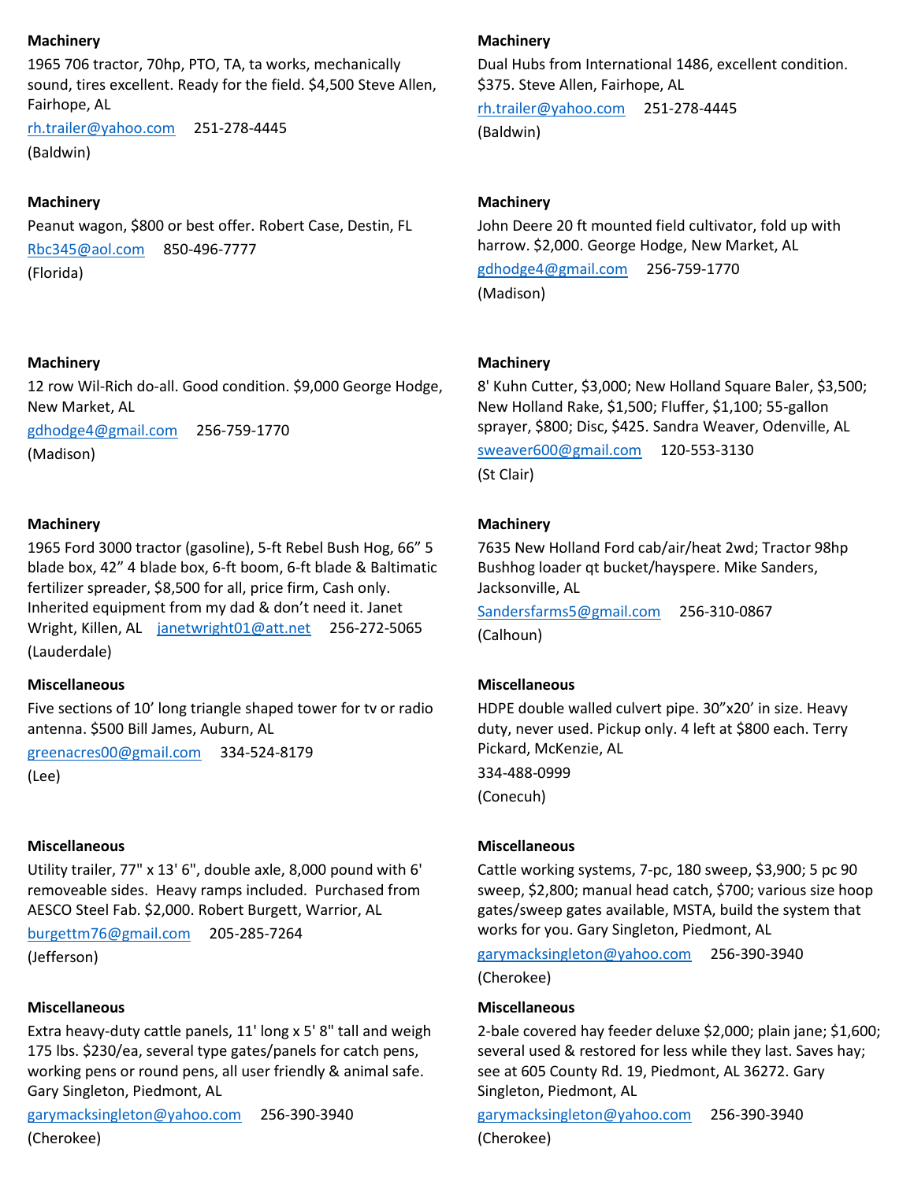**Machinery**

1965 706 tractor, 70hp, PTO, TA, ta works, mechanically sound, tires excellent. Ready for the field. $4,500 Steve Allen, Fairhope, AL

rh.trailer@yahoo.com 251-278-4445

(Baldwin)

**Machinery**

Peanut wagon, $800 or best offer. Robert Case, Destin, FL

Rbc345@aol.com 850-496-7777

(Florida)

**Machinery**

12 row Wil-Rich do-all. Good condition. $9,000 George Hodge, New Market, AL

gdhodge4@gmail.com 256-759-1770

(Madison)

**Machinery**

1965 Ford 3000 tractor (gasoline), 5-ft Rebel Bush Hog, 66" 5 blade box, 42" 4 blade box, 6-ft boom, 6-ft blade & Baltimatic fertilizer spreader, $8,500 for all, price firm, Cash only. Inherited equipment from my dad & don't need it. Janet Wright, Killen, AL janetwright01@att.net 256-272-5065

(Lauderdale)

**Miscellaneous**

Five sections of 10' long triangle shaped tower for tv or radio antenna. $500 Bill James, Auburn, AL

greenacres00@gmail.com 334-524-8179

(Lee)

**Miscellaneous**

Utility trailer, 77" x 13' 6", double axle, 8,000 pound with 6' removeable sides. Heavy ramps included. Purchased from AESCO Steel Fab. $2,000. Robert Burgett, Warrior, AL

burgettm76@gmail.com 205-285-7264

(Jefferson)

**Miscellaneous**

Extra heavy-duty cattle panels, 11' long x 5' 8" tall and weigh 175 lbs. $230/ea, several type gates/panels for catch pens, working pens or round pens, all user friendly & animal safe. Gary Singleton, Piedmont, AL

garymacksingleton@yahoo.com 256-390-3940

(Cherokee)

**Machinery**

Dual Hubs from International 1486, excellent condition. $375. Steve Allen, Fairhope, AL

rh.trailer@yahoo.com 251-278-4445

(Baldwin)

**Machinery**

John Deere 20 ft mounted field cultivator, fold up with harrow. $2,000. George Hodge, New Market, AL

gdhodge4@gmail.com 256-759-1770

(Madison)

**Machinery**

8' Kuhn Cutter, $3,000; New Holland Square Baler, $3,500; New Holland Rake, $1,500; Fluffer, $1,100; 55-gallon sprayer, $800; Disc, $425. Sandra Weaver, Odenville, AL

sweaver600@gmail.com 120-553-3130

(St Clair)

**Machinery**

7635 New Holland Ford cab/air/heat 2wd; Tractor 98hp Bushhog loader qt bucket/hayspere. Mike Sanders, Jacksonville, AL

Sandersfarms5@gmail.com 256-310-0867

(Calhoun)

**Miscellaneous**

HDPE double walled culvert pipe. 30"x20' in size. Heavy duty, never used. Pickup only. 4 left at $800 each. Terry Pickard, McKenzie, AL

334-488-0999

(Conecuh)

**Miscellaneous**

Cattle working systems, 7-pc, 180 sweep, $3,900; 5 pc 90 sweep, $2,800; manual head catch, $700; various size hoop gates/sweep gates available, MSTA, build the system that works for you. Gary Singleton, Piedmont, AL

garymacksingleton@yahoo.com 256-390-3940

(Cherokee)

**Miscellaneous**

2-bale covered hay feeder deluxe $2,000; plain jane; $1,600; several used & restored for less while they last. Saves hay; see at 605 County Rd. 19, Piedmont, AL 36272. Gary Singleton, Piedmont, AL

garymacksingleton@yahoo.com 256-390-3940

(Cherokee)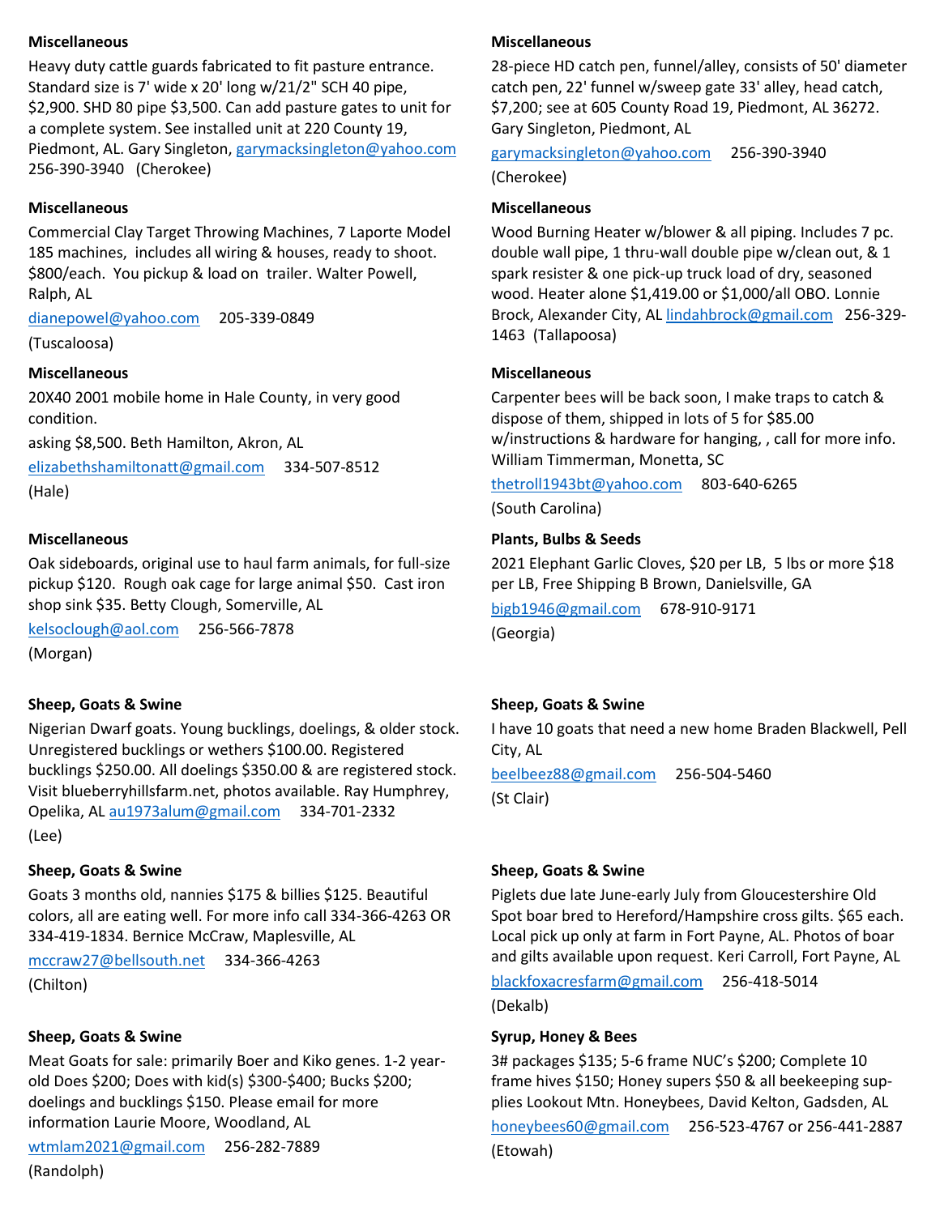**Miscellaneous**

Heavy duty cattle guards fabricated to fit pasture entrance. Standard size is 7' wide x 20' long w/21/2" SCH 40 pipe, $2,900. SHD 80 pipe $3,500. Can add pasture gates to unit for a complete system. See installed unit at 220 County 19, Piedmont, AL. Gary Singleton, garymacksingleton@yahoo.com 256-390-3940 (Cherokee)

**Miscellaneous**

Commercial Clay Target Throwing Machines, 7 Laporte Model 185 machines, includes all wiring & houses, ready to shoot. $800/each. You pickup & load on trailer. Walter Powell, Ralph, AL

dianepowel@yahoo.com 205-339-0849

(Tuscaloosa)

**Miscellaneous**

20X40 2001 mobile home in Hale County, in very good condition.

asking $8,500. Beth Hamilton, Akron, AL

elizabethshamiltonatt@gmail.com 334-507-8512

(Hale)

**Miscellaneous**

Oak sideboards, original use to haul farm animals, for full-size pickup $120. Rough oak cage for large animal $50. Cast iron shop sink $35. Betty Clough, Somerville, AL

kelsoclough@aol.com 256-566-7878

(Morgan)

**Sheep, Goats & Swine**

Nigerian Dwarf goats. Young bucklings, doelings, & older stock. Unregistered bucklings or wethers $100.00. Registered bucklings $250.00. All doelings $350.00 & are registered stock. Visit blueberryhillsfarm.net, photos available. Ray Humphrey, Opelika, AL au1973alum@gmail.com 334-701-2332

(Lee)

**Sheep, Goats & Swine**

Goats 3 months old, nannies $175 & billies $125. Beautiful colors, all are eating well. For more info call 334-366-4263 OR 334-419-1834. Bernice McCraw, Maplesville, AL

mccraw27@bellsouth.net 334-366-4263

(Chilton)

**Sheep, Goats & Swine**

Meat Goats for sale: primarily Boer and Kiko genes. 1-2 year-old Does $200; Does with kid(s) $300-$400; Bucks $200; doelings and bucklings $150. Please email for more information Laurie Moore, Woodland, AL

wtmlam2021@gmail.com 256-282-7889

(Randolph)

**Miscellaneous**

28-piece HD catch pen, funnel/alley, consists of 50' diameter catch pen, 22' funnel w/sweep gate 33' alley, head catch, $7,200; see at 605 County Road 19, Piedmont, AL 36272. Gary Singleton, Piedmont, AL

garymacksingleton@yahoo.com 256-390-3940

(Cherokee)

**Miscellaneous**

Wood Burning Heater w/blower & all piping. Includes 7 pc. double wall pipe, 1 thru-wall double pipe w/clean out, & 1 spark resister & one pick-up truck load of dry, seasoned wood. Heater alone $1,419.00 or $1,000/all OBO. Lonnie Brock, Alexander City, AL lindahbrock@gmail.com 256-329-1463 (Tallapoosa)

**Miscellaneous**

Carpenter bees will be back soon, I make traps to catch & dispose of them, shipped in lots of 5 for $85.00 w/instructions & hardware for hanging, , call for more info. William Timmerman, Monetta, SC

thetroll1943bt@yahoo.com 803-640-6265

(South Carolina)

**Plants, Bulbs & Seeds**

2021 Elephant Garlic Cloves, $20 per LB, 5 lbs or more $18 per LB, Free Shipping B Brown, Danielsville, GA

bigb1946@gmail.com 678-910-9171

(Georgia)

**Sheep, Goats & Swine**

I have 10 goats that need a new home Braden Blackwell, Pell City, AL

beelbeez88@gmail.com 256-504-5460

(St Clair)

**Sheep, Goats & Swine**

Piglets due late June-early July from Gloucestershire Old Spot boar bred to Hereford/Hampshire cross gilts. $65 each. Local pick up only at farm in Fort Payne, AL. Photos of boar and gilts available upon request. Keri Carroll, Fort Payne, AL

blackfoxacresfarm@gmail.com 256-418-5014

(Dekalb)

**Syrup, Honey & Bees**

3# packages $135; 5-6 frame NUC's $200; Complete 10 frame hives $150; Honey supers $50 & all beekeeping supplies Lookout Mtn. Honeybees, David Kelton, Gadsden, AL

honeybees60@gmail.com 256-523-4767 or 256-441-2887

(Etowah)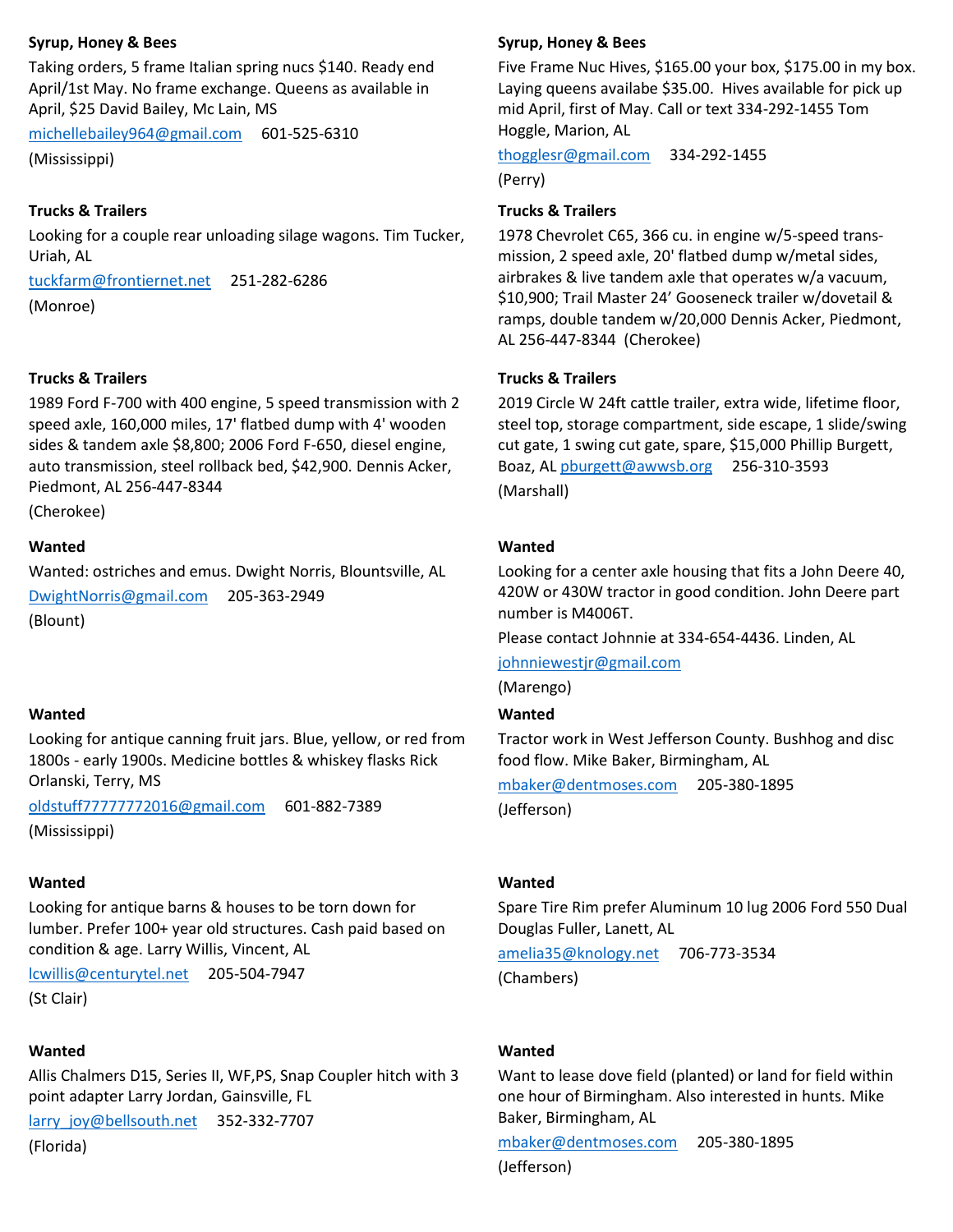**Syrup, Honey & Bees**

Taking orders, 5 frame Italian spring nucs $140. Ready end April/1st May. No frame exchange. Queens as available in April, $25 David Bailey, Mc Lain, MS

michellebailey964@gmail.com 601-525-6310

(Mississippi)

**Trucks & Trailers**

Looking for a couple rear unloading silage wagons. Tim Tucker, Uriah, AL

tuckfarm@frontiernet.net 251-282-6286

(Monroe)

**Trucks & Trailers**

1989 Ford F-700 with 400 engine, 5 speed transmission with 2 speed axle, 160,000 miles, 17' flatbed dump with 4' wooden sides & tandem axle $8,800; 2006 Ford F-650, diesel engine, auto transmission, steel rollback bed, $42,900. Dennis Acker, Piedmont, AL 256-447-8344

(Cherokee)

**Wanted**

Wanted: ostriches and emus. Dwight Norris, Blountsville, AL

DwightNorris@gmail.com 205-363-2949

(Blount)

**Wanted**

Looking for antique canning fruit jars. Blue, yellow, or red from 1800s - early 1900s. Medicine bottles & whiskey flasks Rick Orlanski, Terry, MS

oldstuff77777772016@gmail.com 601-882-7389

(Mississippi)

**Wanted**

Looking for antique barns & houses to be torn down for lumber. Prefer 100+ year old structures. Cash paid based on condition & age. Larry Willis, Vincent, AL

lcwillis@centurytel.net 205-504-7947

(St Clair)

**Wanted**

Allis Chalmers D15, Series II, WF,PS, Snap Coupler hitch with 3 point adapter Larry Jordan, Gainsville, FL

larry_joy@bellsouth.net 352-332-7707

(Florida)

**Syrup, Honey & Bees**

Five Frame Nuc Hives, $165.00 your box, $175.00 in my box. Laying queens availabe $35.00. Hives available for pick up mid April, first of May. Call or text 334-292-1455 Tom Hoggle, Marion, AL

thogglesr@gmail.com 334-292-1455

(Perry)

**Trucks & Trailers**

1978 Chevrolet C65, 366 cu. in engine w/5-speed trans-mission, 2 speed axle, 20' flatbed dump w/metal sides, airbrakes & live tandem axle that operates w/a vacuum, $10,900; Trail Master 24' Gooseneck trailer w/dovetail & ramps, double tandem w/20,000 Dennis Acker, Piedmont, AL 256-447-8344 (Cherokee)

**Trucks & Trailers**

2019 Circle W 24ft cattle trailer, extra wide, lifetime floor, steel top, storage compartment, side escape, 1 slide/swing cut gate, 1 swing cut gate, spare, $15,000 Phillip Burgett, Boaz, AL pburgett@awwsb.org 256-310-3593

(Marshall)

**Wanted**

Looking for a center axle housing that fits a John Deere 40, 420W or 430W tractor in good condition. John Deere part number is M4006T.

Please contact Johnnie at 334-654-4436. Linden, AL

johnniewestjr@gmail.com

(Marengo)

**Wanted**

Tractor work in West Jefferson County. Bushhog and disc food flow. Mike Baker, Birmingham, AL

mbaker@dentmoses.com 205-380-1895

(Jefferson)

**Wanted**

Spare Tire Rim prefer Aluminum 10 lug 2006 Ford 550 Dual Douglas Fuller, Lanett, AL

amelia35@knology.net 706-773-3534

(Chambers)

**Wanted**

Want to lease dove field (planted) or land for field within one hour of Birmingham. Also interested in hunts. Mike Baker, Birmingham, AL

mbaker@dentmoses.com 205-380-1895

(Jefferson)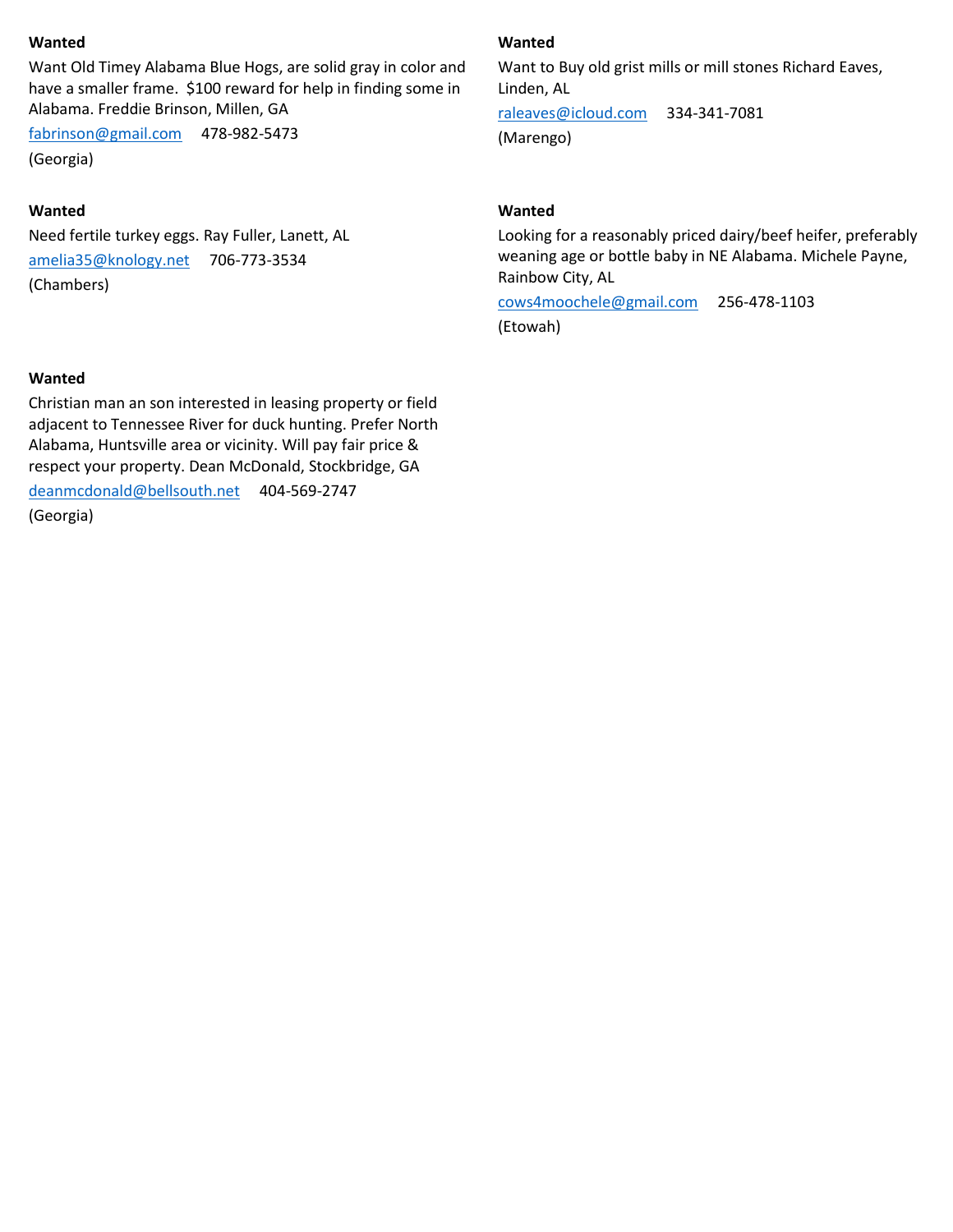**Wanted**

Want Old Timey Alabama Blue Hogs, are solid gray in color and have a smaller frame.  $100 reward for help in finding some in Alabama. Freddie Brinson, Millen, GA

fabrinson@gmail.com     478-982-5473

(Georgia)

**Wanted**

Need fertile turkey eggs. Ray Fuller, Lanett, AL

amelia35@knology.net     706-773-3534

(Chambers)

**Wanted**

Christian man an son interested in leasing property or field adjacent to Tennessee River for duck hunting. Prefer North Alabama, Huntsville area or vicinity. Will pay fair price & respect your property. Dean McDonald, Stockbridge, GA

deanmcdonald@bellsouth.net     404-569-2747

(Georgia)

**Wanted**

Want to Buy old grist mills or mill stones Richard Eaves, Linden, AL

raleaves@icloud.com     334-341-7081

(Marengo)

**Wanted**

Looking for a reasonably priced dairy/beef heifer, preferably weaning age or bottle baby in NE Alabama. Michele Payne, Rainbow City, AL

cows4moochele@gmail.com     256-478-1103

(Etowah)